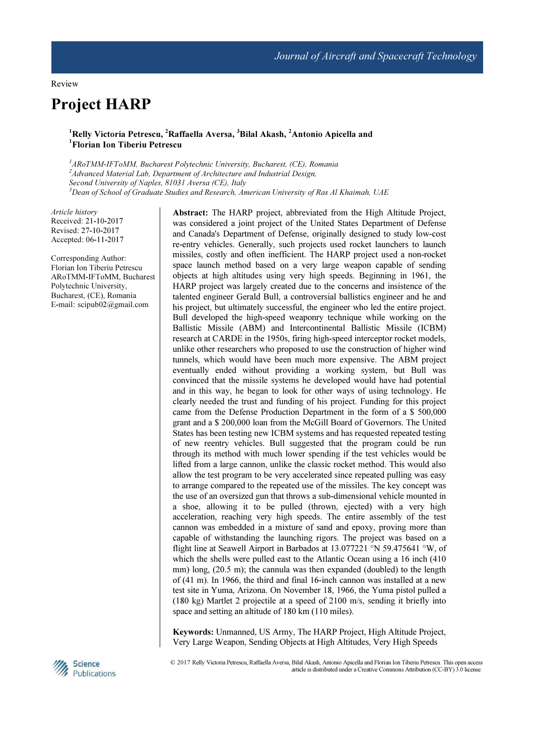Review

# Project HARP

[1]Relly Victoria Petrescu, [2]Raffaella Aversa, [3]Bilal Akash, [2]Antonio Apicella and [1]Florian Ion Tiberiu Petrescu

[1]*ARoTMM-IFToMM, Bucharest Polytechnic University, Bucharest, (CE), Romania*
[2]*Advanced Material Lab, Department of Architecture and Industrial Design, Second University of Naples, 81031 Aversa (CE), Italy*
[3]*Dean of School of Graduate Studies and Research, American University of Ras Al Khaimah, UAE*

*Article history*
Received: 21-10-2017
Revised: 27-10-2017
Accepted: 06-11-2017

Corresponding Author:
Florian Ion Tiberiu Petrescu
ARoTMM-IFToMM, Bucharest Polytechnic University,
Bucharest, (CE), Romania
E-mail: scipub02@gmail.com

**Abstract:** The HARP project, abbreviated from the High Altitude Project, was considered a joint project of the United States Department of Defense and Canada's Department of Defense, originally designed to study low-cost re-entry vehicles. Generally, such projects used rocket launchers to launch missiles, costly and often inefficient. The HARP project used a non-rocket space launch method based on a very large weapon capable of sending objects at high altitudes using very high speeds. Beginning in 1961, the HARP project was largely created due to the concerns and insistence of the talented engineer Gerald Bull, a controversial ballistics engineer and he and his project, but ultimately successful, the engineer who led the entire project. Bull developed the high-speed weaponry technique while working on the Ballistic Missile (ABM) and Intercontinental Ballistic Missile (ICBM) research at CARDE in the 1950s, firing high-speed interceptor rocket models, unlike other researchers who proposed to use the construction of higher wind tunnels, which would have been much more expensive. The ABM project eventually ended without providing a working system, but Bull was convinced that the missile systems he developed would have had potential and in this way, he began to look for other ways of using technology. He clearly needed the trust and funding of his project. Funding for this project came from the Defense Production Department in the form of a $ 500,000 grant and a $ 200,000 loan from the McGill Board of Governors. The United States has been testing new ICBM systems and has requested repeated testing of new reentry vehicles. Bull suggested that the program could be run through its method with much lower spending if the test vehicles would be lifted from a large cannon, unlike the classic rocket method. This would also allow the test program to be very accelerated since repeated pulling was easy to arrange compared to the repeated use of the missiles. The key concept was the use of an oversized gun that throws a sub-dimensional vehicle mounted in a shoe, allowing it to be pulled (thrown, ejected) with a very high acceleration, reaching very high speeds. The entire assembly of the test cannon was embedded in a mixture of sand and epoxy, proving more than capable of withstanding the launching rigors. The project was based on a flight line at Seawell Airport in Barbados at 13.077221 °N 59.475641 °W, of which the shells were pulled east to the Atlantic Ocean using a 16 inch (410 mm) long, (20.5 m); the cannula was then expanded (doubled) to the length of (41 m). In 1966, the third and final 16-inch cannon was installed at a new test site in Yuma, Arizona. On November 18, 1966, the Yuma pistol pulled a (180 kg) Martlet 2 projectile at a speed of 2100 m/s, sending it briefly into space and setting an altitude of 180 km (110 miles).

**Keywords:** Unmanned, US Army, The HARP Project, High Altitude Project, Very Large Weapon, Sending Objects at High Altitudes, Very High Speeds

© 2017 Relly Victoria Petrescu, Raffaella Aversa, Bilal Akash, Antonio Apicella and Florian Ion Tiberiu Petrescu. This open access article is distributed under a Creative Commons Attribution (CC-BY) 3.0 license.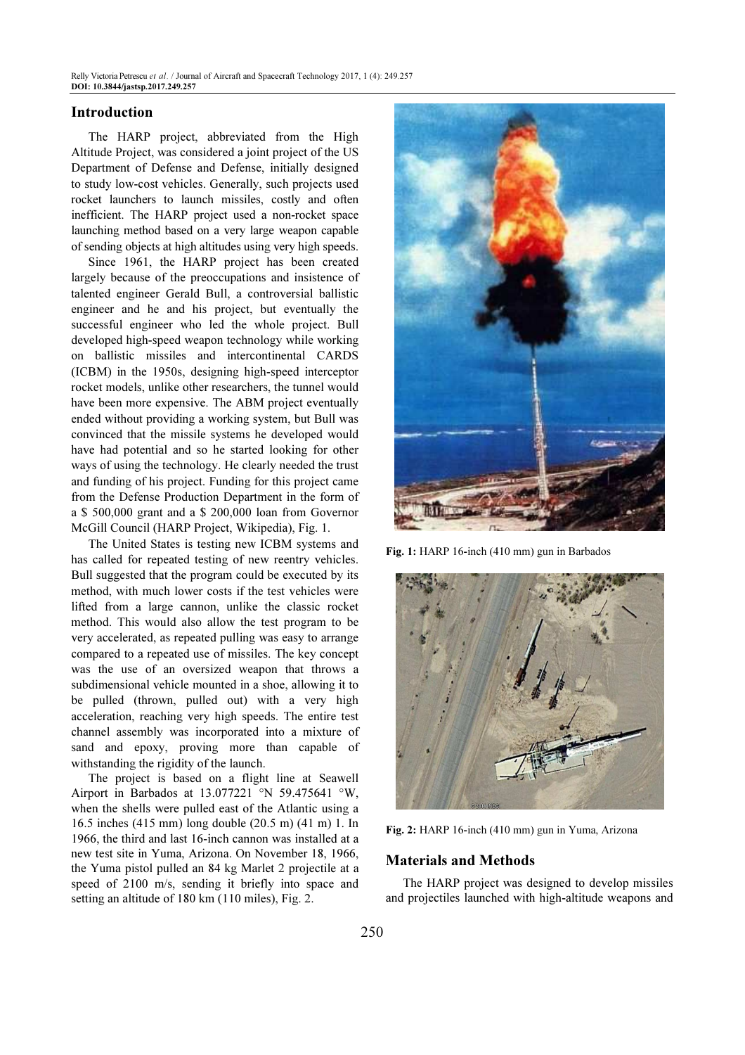## Introduction

The HARP project, abbreviated from the High Altitude Project, was considered a joint project of the US Department of Defense and Defense, initially designed to study low-cost vehicles. Generally, such projects used rocket launchers to launch missiles, costly and often inefficient. The HARP project used a non-rocket space launching method based on a very large weapon capable of sending objects at high altitudes using very high speeds.

Since 1961, the HARP project has been created largely because of the preoccupations and insistence of talented engineer Gerald Bull, a controversial ballistic engineer and he and his project, but eventually the successful engineer who led the whole project. Bull developed high-speed weapon technology while working on ballistic missiles and intercontinental CARDS (ICBM) in the 1950s, designing high-speed interceptor rocket models, unlike other researchers, the tunnel would have been more expensive. The ABM project eventually ended without providing a working system, but Bull was convinced that the missile systems he developed would have had potential and so he started looking for other ways of using the technology. He clearly needed the trust and funding of his project. Funding for this project came from the Defense Production Department in the form of a $ 500,000 grant and a $ 200,000 loan from Governor McGill Council (HARP Project, Wikipedia), Fig. 1.

The United States is testing new ICBM systems and has called for repeated testing of new reentry vehicles. Bull suggested that the program could be executed by its method, with much lower costs if the test vehicles were lifted from a large cannon, unlike the classic rocket method. This would also allow the test program to be very accelerated, as repeated pulling was easy to arrange compared to a repeated use of missiles. The key concept was the use of an oversized weapon that throws a subdimensional vehicle mounted in a shoe, allowing it to be pulled (thrown, pulled out) with a very high acceleration, reaching very high speeds. The entire test channel assembly was incorporated into a mixture of sand and epoxy, proving more than capable of withstanding the rigidity of the launch.

The project is based on a flight line at Seawell Airport in Barbados at 13.077221 °N 59.475641 °W, when the shells were pulled east of the Atlantic using a 16.5 inches (415 mm) long double (20.5 m) (41 m) 1. In 1966, the third and last 16-inch cannon was installed at a new test site in Yuma, Arizona. On November 18, 1966, the Yuma pistol pulled an 84 kg Marlet 2 projectile at a speed of 2100 m/s, sending it briefly into space and setting an altitude of 180 km (110 miles), Fig. 2.

**Fig. 1:** HARP 16-inch (410 mm) gun in Barbados

**Fig. 2:** HARP 16-inch (410 mm) gun in Yuma, Arizona

## Materials and Methods

The HARP project was designed to develop missiles and projectiles launched with high-altitude weapons and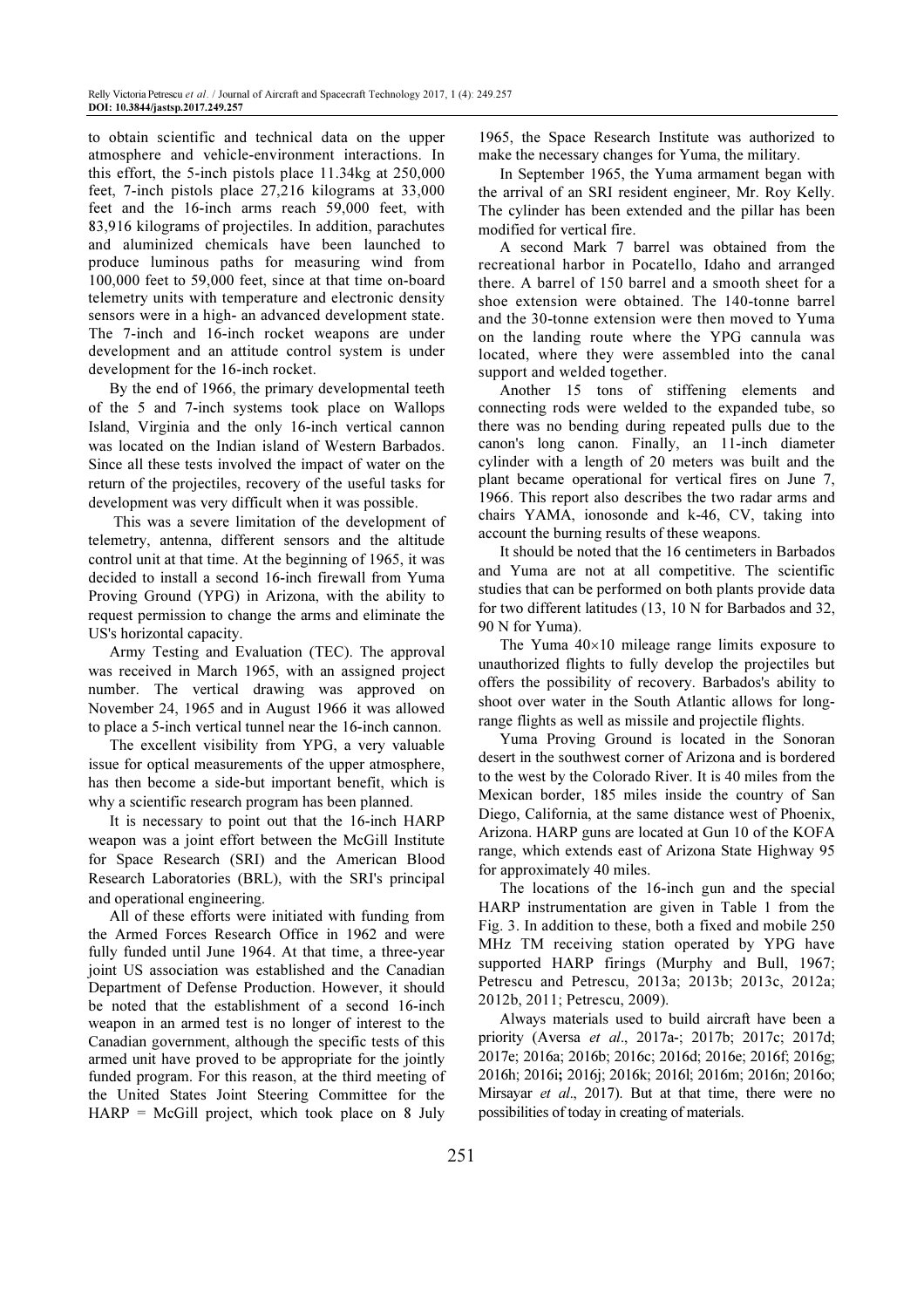to obtain scientific and technical data on the upper atmosphere and vehicle-environment interactions. In this effort, the 5-inch pistols place 11.34kg at 250,000 feet, 7-inch pistols place 27,216 kilograms at 33,000 feet and the 16-inch arms reach 59,000 feet, with 83,916 kilograms of projectiles. In addition, parachutes and aluminized chemicals have been launched to produce luminous paths for measuring wind from 100,000 feet to 59,000 feet, since at that time on-board telemetry units with temperature and electronic density sensors were in a high- an advanced development state. The 7-inch and 16-inch rocket weapons are under development and an attitude control system is under development for the 16-inch rocket.

By the end of 1966, the primary developmental teeth of the 5 and 7-inch systems took place on Wallops Island, Virginia and the only 16-inch vertical cannon was located on the Indian island of Western Barbados. Since all these tests involved the impact of water on the return of the projectiles, recovery of the useful tasks for development was very difficult when it was possible.

This was a severe limitation of the development of telemetry, antenna, different sensors and the altitude control unit at that time. At the beginning of 1965, it was decided to install a second 16-inch firewall from Yuma Proving Ground (YPG) in Arizona, with the ability to request permission to change the arms and eliminate the US's horizontal capacity.

Army Testing and Evaluation (TEC). The approval was received in March 1965, with an assigned project number. The vertical drawing was approved on November 24, 1965 and in August 1966 it was allowed to place a 5-inch vertical tunnel near the 16-inch cannon.

The excellent visibility from YPG, a very valuable issue for optical measurements of the upper atmosphere, has then become a side-but important benefit, which is why a scientific research program has been planned.

It is necessary to point out that the 16-inch HARP weapon was a joint effort between the McGill Institute for Space Research (SRI) and the American Blood Research Laboratories (BRL), with the SRI's principal and operational engineering.

All of these efforts were initiated with funding from the Armed Forces Research Office in 1962 and were fully funded until June 1964. At that time, a three-year joint US association was established and the Canadian Department of Defense Production. However, it should be noted that the establishment of a second 16-inch weapon in an armed test is no longer of interest to the Canadian government, although the specific tests of this armed unit have proved to be appropriate for the jointly funded program. For this reason, at the third meeting of the United States Joint Steering Committee for the HARP = McGill project, which took place on 8 July 1965, the Space Research Institute was authorized to make the necessary changes for Yuma, the military.

In September 1965, the Yuma armament began with the arrival of an SRI resident engineer, Mr. Roy Kelly. The cylinder has been extended and the pillar has been modified for vertical fire.

A second Mark 7 barrel was obtained from the recreational harbor in Pocatello, Idaho and arranged there. A barrel of 150 barrel and a smooth sheet for a shoe extension were obtained. The 140-tonne barrel and the 30-tonne extension were then moved to Yuma on the landing route where the YPG cannula was located, where they were assembled into the canal support and welded together.

Another 15 tons of stiffening elements and connecting rods were welded to the expanded tube, so there was no bending during repeated pulls due to the canon's long canon. Finally, an 11-inch diameter cylinder with a length of 20 meters was built and the plant became operational for vertical fires on June 7, 1966. This report also describes the two radar arms and chairs YAMA, ionosonde and k-46, CV, taking into account the burning results of these weapons.

It should be noted that the 16 centimeters in Barbados and Yuma are not at all competitive. The scientific studies that can be performed on both plants provide data for two different latitudes (13, 10 N for Barbados and 32, 90 N for Yuma).

The Yuma 40×10 mileage range limits exposure to unauthorized flights to fully develop the projectiles but offers the possibility of recovery. Barbados's ability to shoot over water in the South Atlantic allows for long-range flights as well as missile and projectile flights.

Yuma Proving Ground is located in the Sonoran desert in the southwest corner of Arizona and is bordered to the west by the Colorado River. It is 40 miles from the Mexican border, 185 miles inside the country of San Diego, California, at the same distance west of Phoenix, Arizona. HARP guns are located at Gun 10 of the KOFA range, which extends east of Arizona State Highway 95 for approximately 40 miles.

The locations of the 16-inch gun and the special HARP instrumentation are given in Table 1 from the Fig. 3. In addition to these, both a fixed and mobile 250 MHz TM receiving station operated by YPG have supported HARP firings (Murphy and Bull, 1967; Petrescu and Petrescu, 2013a; 2013b; 2013c, 2012a; 2012b, 2011; Petrescu, 2009).

Always materials used to build aircraft have been a priority (Aversa *et al*., 2017a-; 2017b; 2017c; 2017d; 2017e; 2016a; 2016b; 2016c; 2016d; 2016e; 2016f; 2016g; 2016h; 2016i**;** 2016j; 2016k; 2016l; 2016m; 2016n; 2016o; Mirsayar *et al*., 2017). But at that time, there were no possibilities of today in creating of materials.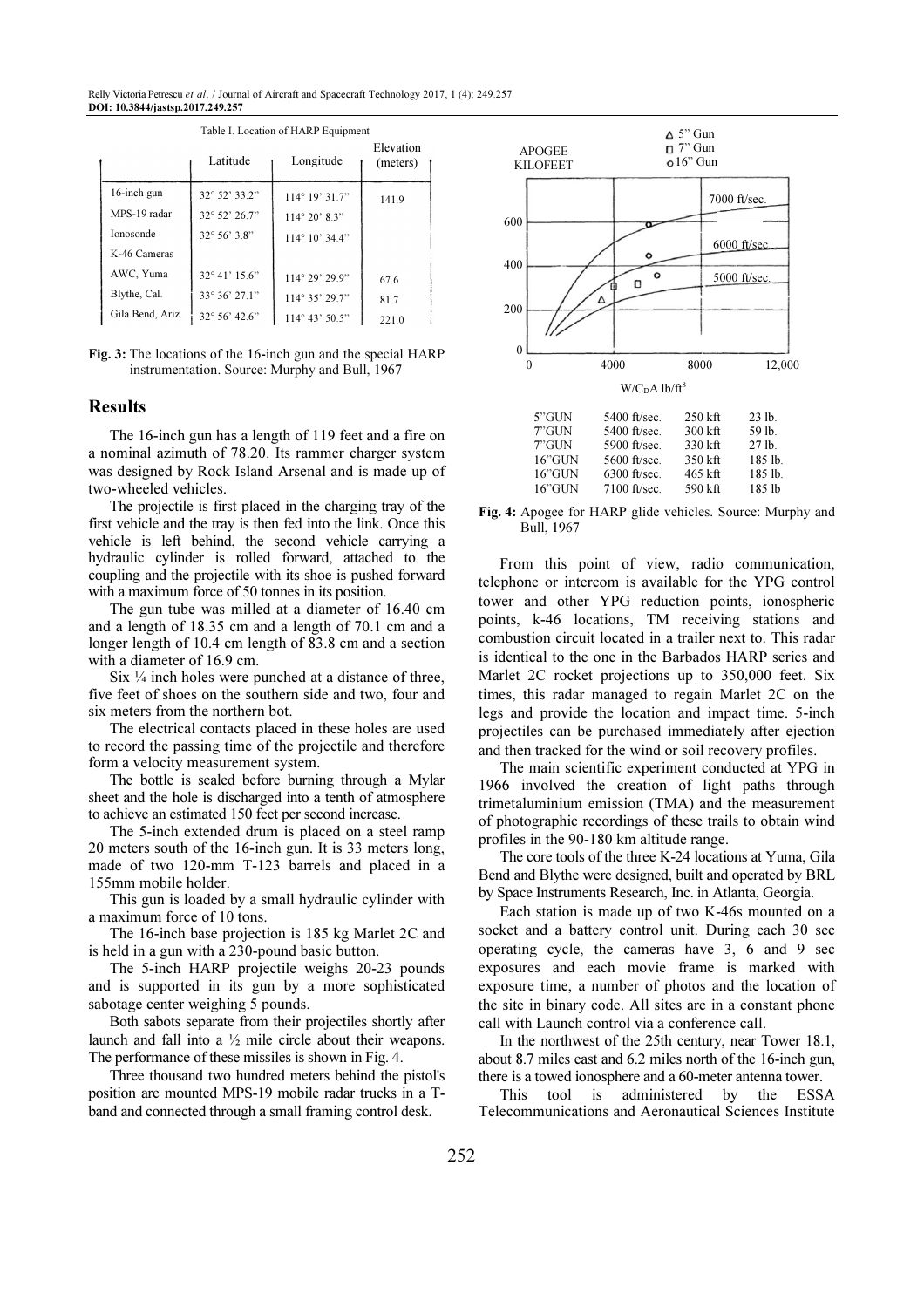Table I. Location of HARP Equipment

| | Latitude | Longitude | Elevation (meters) |
|---|---|---|---|
| 16-inch gun | 32° 52' 33.2" | 114° 19' 31.7" | 141.9 |
| MPS-19 radar | 32° 52' 26.7" | 114° 20' 8.3" | |
| Ionosonde | 32° 56' 3.8" | 114° 10' 34.4" | |
| K-46 Cameras | | | |
| AWC, Yuma | 32° 41' 15.6" | 114° 29' 29.9" | 67.6 |
| Blythe, Cal. | 33° 36' 27.1" | 114° 35' 29.7" | 81.7 |
| Gila Bend, Ariz. | 32° 56' 42.6" | 114° 43' 50.5" | 221.0 |

**Fig. 3:** The locations of the 16-inch gun and the special HARP instrumentation. Source: Murphy and Bull, 1967

## Results

The 16-inch gun has a length of 119 feet and a fire on a nominal azimuth of 78.20. Its rammer charger system was designed by Rock Island Arsenal and is made up of two-wheeled vehicles.

The projectile is first placed in the charging tray of the first vehicle and the tray is then fed into the link. Once this vehicle is left behind, the second vehicle carrying a hydraulic cylinder is rolled forward, attached to the coupling and the projectile with its shoe is pushed forward with a maximum force of 50 tonnes in its position.

The gun tube was milled at a diameter of 16.40 cm and a length of 18.35 cm and a length of 70.1 cm and a longer length of 10.4 cm length of 83.8 cm and a section with a diameter of 16.9 cm.

Six ¼ inch holes were punched at a distance of three, five feet of shoes on the southern side and two, four and six meters from the northern bot.

The electrical contacts placed in these holes are used to record the passing time of the projectile and therefore form a velocity measurement system.

The bottle is sealed before burning through a Mylar sheet and the hole is discharged into a tenth of atmosphere to achieve an estimated 150 feet per second increase.

The 5-inch extended drum is placed on a steel ramp 20 meters south of the 16-inch gun. It is 33 meters long, made of two 120-mm T-123 barrels and placed in a 155mm mobile holder.

This gun is loaded by a small hydraulic cylinder with a maximum force of 10 tons.

The 16-inch base projection is 185 kg Marlet 2C and is held in a gun with a 230-pound basic button.

The 5-inch HARP projectile weighs 20-23 pounds and is supported in its gun by a more sophisticated sabotage center weighing 5 pounds.

Both sabots separate from their projectiles shortly after launch and fall into a ½ mile circle about their weapons. The performance of these missiles is shown in Fig. 4.

Three thousand two hundred meters behind the pistol's position are mounted MPS-19 mobile radar trucks in a T-band and connected through a small framing control desk.

| | | | |
|---|---|---|---|
| 5"GUN | 5400 ft/sec. | 250 kft | 23 lb. |
| 7"GUN | 5400 ft/sec. | 300 kft | 59 lb. |
| 7"GUN | 5900 ft/sec. | 330 kft | 27 lb. |
| 16"GUN | 5600 ft/sec. | 350 kft | 185 lb. |
| 16"GUN | 6300 ft/sec. | 465 kft | 185 lb. |
| 16"GUN | 7100 ft/sec. | 590 kft | 185 lb |

**Fig. 4:** Apogee for HARP glide vehicles. Source: Murphy and Bull, 1967

From this point of view, radio communication, telephone or intercom is available for the YPG control tower and other YPG reduction points, ionospheric points, k-46 locations, TM receiving stations and combustion circuit located in a trailer next to. This radar is identical to the one in the Barbados HARP series and Marlet 2C rocket projections up to 350,000 feet. Six times, this radar managed to regain Marlet 2C on the legs and provide the location and impact time. 5-inch projectiles can be purchased immediately after ejection and then tracked for the wind or soil recovery profiles.

The main scientific experiment conducted at YPG in 1966 involved the creation of light paths through trimetaluminium emission (TMA) and the measurement of photographic recordings of these trails to obtain wind profiles in the 90-180 km altitude range.

The core tools of the three K-24 locations at Yuma, Gila Bend and Blythe were designed, built and operated by BRL by Space Instruments Research, Inc. in Atlanta, Georgia.

Each station is made up of two K-46s mounted on a socket and a battery control unit. During each 30 sec operating cycle, the cameras have 3, 6 and 9 sec exposures and each movie frame is marked with exposure time, a number of photos and the location of the site in binary code. All sites are in a constant phone call with Launch control via a conference call.

In the northwest of the 25th century, near Tower 18.1, about 8.7 miles east and 6.2 miles north of the 16-inch gun, there is a towed ionosphere and a 60-meter antenna tower.

This tool is administered by the ESSA Telecommunications and Aeronautical Sciences Institute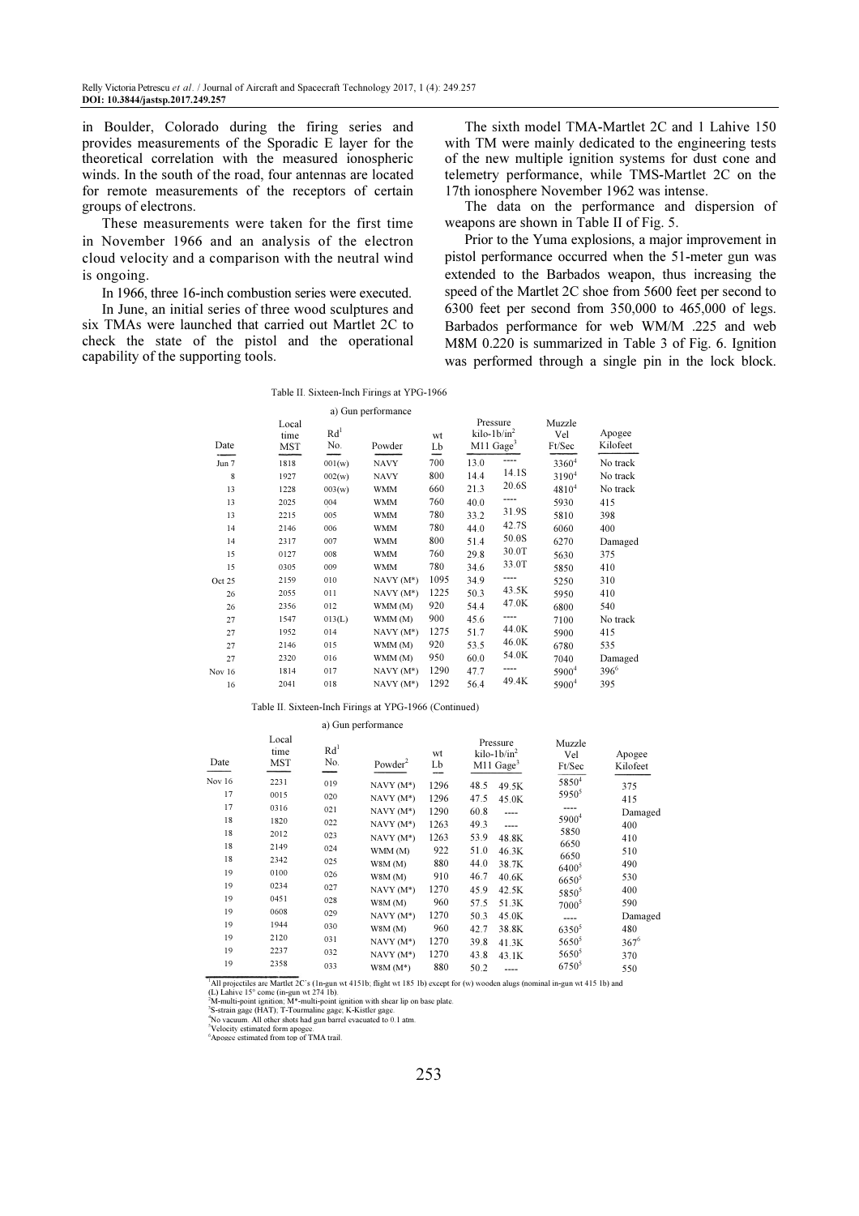in Boulder, Colorado during the firing series and provides measurements of the Sporadic E layer for the theoretical correlation with the measured ionospheric winds. In the south of the road, four antennas are located for remote measurements of the receptors of certain groups of electrons.

These measurements were taken for the first time in November 1966 and an analysis of the electron cloud velocity and a comparison with the neutral wind is ongoing.

In 1966, three 16-inch combustion series were executed.

In June, an initial series of three wood sculptures and six TMAs were launched that carried out Martlet 2C to check the state of the pistol and the operational capability of the supporting tools.

The sixth model TMA-Martlet 2C and 1 Lahive 150 with TM were mainly dedicated to the engineering tests of the new multiple ignition systems for dust cone and telemetry performance, while TMS-Martlet 2C on the 17th ionosphere November 1962 was intense.

The data on the performance and dispersion of weapons are shown in Table II of Fig. 5.

Prior to the Yuma explosions, a major improvement in pistol performance occurred when the 51-meter gun was extended to the Barbados weapon, thus increasing the speed of the Martlet 2C shoe from 5600 feet per second to 6300 feet per second from 350,000 to 465,000 of legs. Barbados performance for web WM/M .225 and web M8M 0.220 is summarized in Table 3 of Fig. 6. Ignition was performed through a single pin in the lock block.

Table II. Sixteen-Inch Firings at YPG-1966

a) Gun performance

| Date | Local time MST | Rd[1] No. | Powder | wt Lb | Pressure kilo-1b/in² M11 | Gage[3] | Muzzle Vel Ft/Sec | Apogee Kilofeet |
|---|---|---|---|---|---|---|---|---|
| Jun 7 | 1818 | 001(w) | NAVY | 700 | 13.0 | ---- | 3360[4] | No track |
| 8 | 1927 | 002(w) | NAVY | 800 | 14.4 | 14.1S | 3190[4] | No track |
| 13 | 1228 | 003(w) | WMM | 660 | 21.3 | 20.6S | 4810[4] | No track |
| 13 | 2025 | 004 | WMM | 760 | 40.0 | ---- | 5930 | 415 |
| 13 | 2215 | 005 | WMM | 780 | 33.2 | 31.9S | 5810 | 398 |
| 14 | 2146 | 006 | WMM | 780 | 44.0 | 42.7S | 6060 | 400 |
| 14 | 2317 | 007 | WMM | 800 | 51.4 | 50.0S | 6270 | Damaged |
| 15 | 0127 | 008 | WMM | 760 | 29.8 | 30.0T | 5630 | 375 |
| 15 | 0305 | 009 | WMM | 780 | 34.6 | 33.0T | 5850 | 410 |
| Oct 25 | 2159 | 010 | NAVY (M*) | 1095 | 34.9 | ---- | 5250 | 310 |
| 26 | 2055 | 011 | NAVY (M*) | 1225 | 50.3 | 43.5K | 5950 | 410 |
| 26 | 2356 | 012 | WMM (M) | 920 | 54.4 | 47.0K | 6800 | 540 |
| 27 | 1547 | 013(L) | WMM (M) | 900 | 45.6 | ---- | 7100 | No track |
| 27 | 1952 | 014 | NAVY (M*) | 1275 | 51.7 | 44.0K | 5900 | 415 |
| 27 | 2146 | 015 | WMM (M) | 920 | 53.5 | 46.0K | 6780 | 535 |
| 27 | 2320 | 016 | WMM (M) | 950 | 60.0 | 54.0K | 7040 | Damaged |
| Nov 16 | 1814 | 017 | NAVY (M*) | 1290 | 47.7 | ---- | 5900[4] | 396[6] |
| 16 | 2041 | 018 | NAVY (M*) | 1292 | 56.4 | 49.4K | 5900[4] | 395 |

Table II. Sixteen-Inch Firings at YPG-1966 (Continued)

a) Gun performance

| Date | Local time MST | Rd[1] No. | Powder[2] | wt Lb | Pressure kilo-1b/in² M11 | Gage[3] | Muzzle Vel Ft/Sec | Apogee Kilofeet |
|---|---|---|---|---|---|---|---|---|
| Nov 16 | 2231 | 019 | NAVY (M*) | 1296 | 48.5 | 49.5K | 5850[4] | 375 |
| 17 | 0015 | 020 | NAVY (M*) | 1296 | 47.5 | 45.0K | 5950[5] | 415 |
| 17 | 0316 | 021 | NAVY (M*) | 1290 | 60.8 | ---- | ---- | Damaged |
| 18 | 1820 | 022 | NAVY (M*) | 1263 | 49.3 | ---- | 5900[4] | 400 |
| 18 | 2012 | 023 | NAVY (M*) | 1263 | 53.9 | 48.8K | 5850 | 410 |
| 18 | 2149 | 024 | WMM (M) | 922 | 51.0 | 46.3K | 6650 | 510 |
| 18 | 2342 | 025 | W8M (M) | 880 | 44.0 | 38.7K | 6650 | 490 |
| 19 | 0100 | 026 | W8M (M) | 910 | 46.7 | 40.6K | 6400[5] | 530 |
| 19 | 0234 | 027 | NAVY (M*) | 1270 | 45.9 | 42.5K | 6650[5] | 400 |
| 19 | 0451 | 028 | W8M (M) | 960 | 57.5 | 51.3K | 5850[5] | 590 |
| 19 | 0608 | 029 | NAVY (M*) | 1270 | 50.3 | 45.0K | 7000[5] | Damaged |
| 19 | 1944 | 030 | W8M (M) | 960 | 42.7 | 38.8K | ---- | 480 |
| 19 | 2120 | 031 | NAVY (M*) | 1270 | 39.8 | 41.3K | 6350[5] | 367[6] |
| 19 | 2237 | 032 | NAVY (M*) | 1270 | 43.8 | 43.1K | 5650[5] | 370 |
| 19 | 2358 | 033 | W8M (M*) | 880 | 50.2 | ---- | 5650[5] | 550 |
| | | | | | | | 6750[5] | |

[1]All projectiles are Martlet 2C's (1n-gun wt 4151b; flight wt 185 1b) except for (w) wooden slugs (nominal in-gun wt 415 1b) and (L) Lahive 15° come (in-gun wt 274 1b).
[2]M-multi-point ignition; M*-multi-point ignition with shear lip on base plate.
[3]S-strain gage (HAT); T-Tourmaline gage; K-Kistler gage.
[4]No vacuum. All other shots had gun barrel evacuated to 0.1 atm.
[5]Velocity estimated form apogee.
[6]Apogee estimated from top of TMA trail.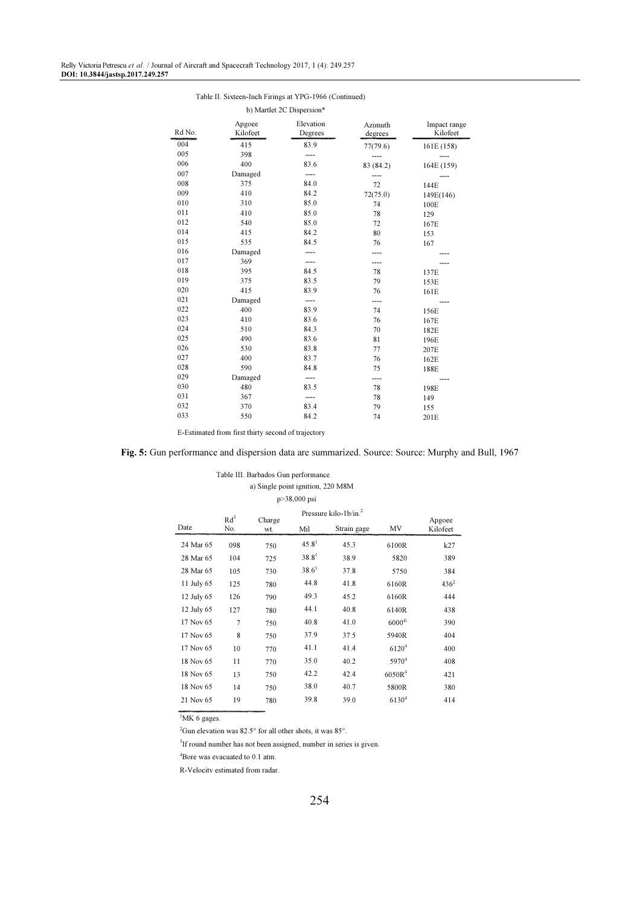Table II. Sixteen-Inch Firings at YPG-1966 (Continued)

b) Martlet 2C Dispersion*

| Rd No. | Apgoee Kilofeet | Elevation Degrees | Azimuth degrees | Impact range Kilofeet |
|---|---|---|---|---|
| 004 | 415 | 83.9 | 77(79.6) | 161E (158) |
| 005 | 398 | ---- | ---- | ---- |
| 006 | 400 | 83.6 | 83 (84.2) | 164E (159) |
| 007 | Damaged | ---- | ---- | ---- |
| 008 | 375 | 84.0 | 72 | 144E |
| 009 | 410 | 84.2 | 72(75.0) | 149E(146) |
| 010 | 310 | 85.0 | 74 | 100E |
| 011 | 410 | 85.0 | 78 | 129 |
| 012 | 540 | 85.0 | 72 | 167E |
| 014 | 415 | 84.2 | 80 | 153 |
| 015 | 535 | 84.5 | 76 | 167 |
| 016 | Damaged | ---- | ---- | ---- |
| 017 | 369 | ---- | ---- | ---- |
| 018 | 395 | 84.5 | 78 | 137E |
| 019 | 375 | 83.5 | 79 | 153E |
| 020 | 415 | 83.9 | 76 | 161E |
| 021 | Damaged | ---- | ---- | ---- |
| 022 | 400 | 83.9 | 74 | 156E |
| 023 | 410 | 83.6 | 76 | 167E |
| 024 | 510 | 84.3 | 70 | 182E |
| 025 | 490 | 83.6 | 81 | 196E |
| 026 | 530 | 83.8 | 77 | 207E |
| 027 | 400 | 83.7 | 76 | 162E |
| 028 | 590 | 84.8 | 75 | 188E |
| 029 | Damaged | ---- | ---- | ---- |
| 030 | 480 | 83.5 | 78 | 198E |
| 031 | 367 | ---- | 78 | 149 |
| 032 | 370 | 83.4 | 79 | 155 |
| 033 | 550 | 84.2 | 74 | 201E |

E-Estimated from first thirty second of trajectory

**Fig. 5:** Gun performance and dispersion data are summarized. Source: Source: Murphy and Bull, 1967

Table III. Barbados Gun performance

a) Single point ignition, 220 M8M

p>38,000 psi

| Date | Rd[3] No. | Charge wt. | Pressure kilo-1b/in.$^2$ Mil | Strain gage | MV | Apgoee Kilofeet |
|---|---|---|---|---|---|---|
| 24 Mar 65 | 098 | 750 | 45.8[1] | 45.3 | 6100R | k27 |
| 28 Mar 65 | 104 | 725 | 38.8[1] | 38.9 | 5820 | 389 |
| 28 Mar 65 | 105 | 730 | 38.6[1] | 37.8 | 5750 | 384 |
| 11 July 65 | 125 | 780 | 44.8 | 41.8 | 6160R | 436[2] |
| 12 July 65 | 126 | 790 | 49.3 | 45.2 | 6160R | 444 |
| 12 July 65 | 127 | 780 | 44.1 | 40.8 | 6140R | 438 |
| 17 Nov 65 | 7 | 750 | 40.8 | 41.0 | 6000[4] | 390 |
| 17 Nov 65 | 8 | 750 | 37.9 | 37.5 | 5940R | 404 |
| 17 Nov 65 | 10 | 770 | 41.1 | 41.4 | 6120[4] | 400 |
| 18 Nov 65 | 11 | 770 | 35.0 | 40.2 | 5970[4] | 408 |
| 18 Nov 65 | 13 | 750 | 42.2 | 42.4 | 6050R[4] | 421 |
| 18 Nov 65 | 14 | 750 | 38.0 | 40.7 | 5800R | 380 |
| 21 Nov 65 | 19 | 780 | 39.8 | 39.0 | 6130[4] | 414 |

[1]MK 6 gages.

[2]Gun elevation was 82.5° for all other shots, it was 85°.

[3]If round number has not been assigned, number in series is given.

[4]Bore was evacuated to 0.1 atm.

R-Velocity estimated from radar.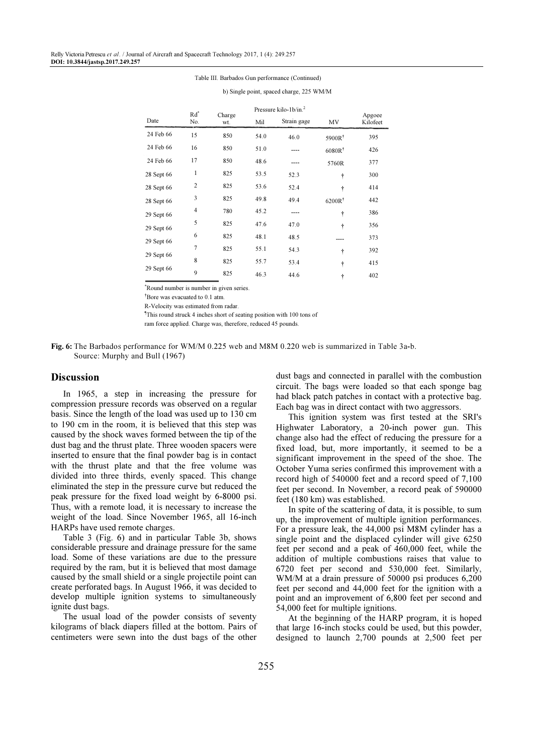Table III. Barbados Gun performance (Continued)

b) Single point, spaced charge, 225 WM/M

| Date | Rd* No. | Charge wt. | Pressure kilo-1b/in.$^2$ | | MV | Apgoee Kilofeet |
|---|---|---|---|---|---|---|
| | | | Mil | Strain gage | | |
| 24 Feb 66 | 15 | 850 | 54.0 | 46.0 | 5900R† | 395 |
| 24 Feb 66 | 16 | 850 | 51.0 | ---- | 6080R† | 426 |
| 24 Feb 66 | 17 | 850 | 48.6 | ---- | 5760R | 377 |
| 28 Sept 66 | 1 | 825 | 53.5 | 52.3 | † | 300 |
| 28 Sept 66 | 2 | 825 | 53.6 | 52.4 | † | 414 |
| 28 Sept 66 | 3 | 825 | 49.8 | 49.4 | 6200R† | 442 |
| 29 Sept 66 | 4 | 780 | 45.2 | ---- | † | 386 |
| 29 Sept 66 | 5 | 825 | 47.6 | 47.0 | † | 356 |
| 29 Sept 66 | 6 | 825 | 48.1 | 48.5 | ---- | 373 |
| 29 Sept 66 | 7 | 825 | 55.1 | 54.3 | † | 392 |
| 29 Sept 66 | 8 | 825 | 55.7 | 53.4 | † | 415 |
| 29 Sept 66 | 9 | 825 | 46.3 | 44.6 | † | 402 |

*Round number is number in given series.

†Bore was evacuated to 0.1 atm.

R-Velocity was estimated from radar.

¶This round struck 4 inches short of seating position with 100 tons of ram force applied. Charge was, therefore, reduced 45 pounds.

**Fig. 6:** The Barbados performance for WM/M 0.225 web and M8M 0.220 web is summarized in Table 3a-b. Source: Murphy and Bull (1967)

## Discussion

In 1965, a step in increasing the pressure for compression pressure records was observed on a regular basis. Since the length of the load was used up to 130 cm to 190 cm in the room, it is believed that this step was caused by the shock waves formed between the tip of the dust bag and the thrust plate. Three wooden spacers were inserted to ensure that the final powder bag is in contact with the thrust plate and that the free volume was divided into three thirds, evenly spaced. This change eliminated the step in the pressure curve but reduced the peak pressure for the fixed load weight by 6-8000 psi. Thus, with a remote load, it is necessary to increase the weight of the load. Since November 1965, all 16-inch HARPs have used remote charges.

Table 3 (Fig. 6) and in particular Table 3b, shows considerable pressure and drainage pressure for the same load. Some of these variations are due to the pressure required by the ram, but it is believed that most damage caused by the small shield or a single projectile point can create perforated bags. In August 1966, it was decided to develop multiple ignition systems to simultaneously ignite dust bags.

The usual load of the powder consists of seventy kilograms of black diapers filled at the bottom. Pairs of centimeters were sewn into the dust bags of the other dust bags and connected in parallel with the combustion circuit. The bags were loaded so that each sponge bag had black patch patches in contact with a protective bag. Each bag was in direct contact with two aggressors.

This ignition system was first tested at the SRI's Highwater Laboratory, a 20-inch power gun. This change also had the effect of reducing the pressure for a fixed load, but, more importantly, it seemed to be a significant improvement in the speed of the shoe. The October Yuma series confirmed this improvement with a record high of 540000 feet and a record speed of 7,100 feet per second. In November, a record peak of 590000 feet (180 km) was established.

In spite of the scattering of data, it is possible, to sum up, the improvement of multiple ignition performances. For a pressure leak, the 44,000 psi M8M cylinder has a single point and the displaced cylinder will give 6250 feet per second and a peak of 460,000 feet, while the addition of multiple combustions raises that value to 6720 feet per second and 530,000 feet. Similarly, WM/M at a drain pressure of 50000 psi produces 6,200 feet per second and 44,000 feet for the ignition with a point and an improvement of 6,800 feet per second and 54,000 feet for multiple ignitions.

At the beginning of the HARP program, it is hoped that large 16-inch stocks could be used, but this powder, designed to launch 2,700 pounds at 2,500 feet per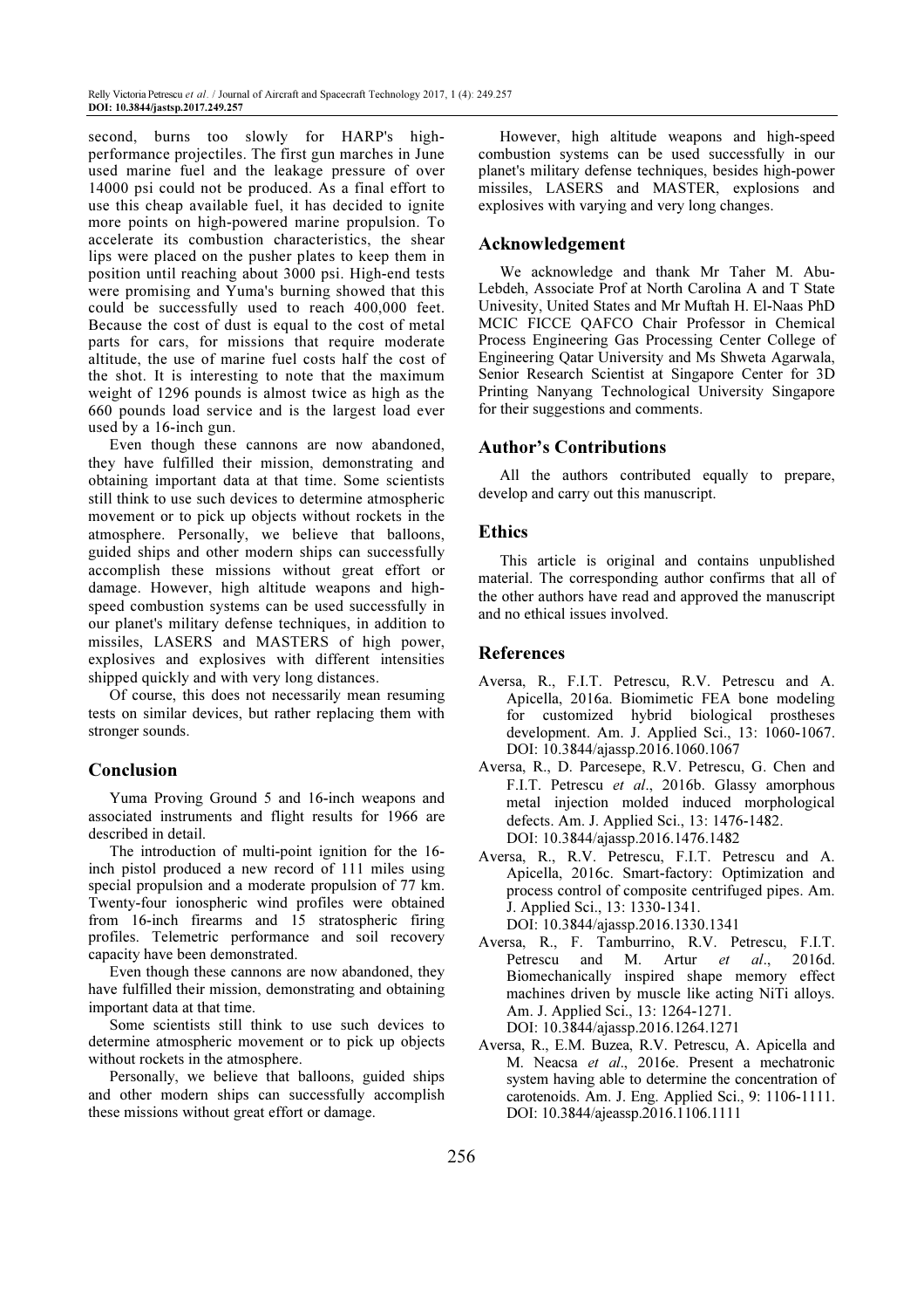second, burns too slowly for HARP's high-performance projectiles. The first gun marches in June used marine fuel and the leakage pressure of over 14000 psi could not be produced. As a final effort to use this cheap available fuel, it has decided to ignite more points on high-powered marine propulsion. To accelerate its combustion characteristics, the shear lips were placed on the pusher plates to keep them in position until reaching about 3000 psi. High-end tests were promising and Yuma's burning showed that this could be successfully used to reach 400,000 feet. Because the cost of dust is equal to the cost of metal parts for cars, for missions that require moderate altitude, the use of marine fuel costs half the cost of the shot. It is interesting to note that the maximum weight of 1296 pounds is almost twice as high as the 660 pounds load service and is the largest load ever used by a 16-inch gun.

Even though these cannons are now abandoned, they have fulfilled their mission, demonstrating and obtaining important data at that time. Some scientists still think to use such devices to determine atmospheric movement or to pick up objects without rockets in the atmosphere. Personally, we believe that balloons, guided ships and other modern ships can successfully accomplish these missions without great effort or damage. However, high altitude weapons and high-speed combustion systems can be used successfully in our planet's military defense techniques, in addition to missiles, LASERS and MASTERS of high power, explosives and explosives with different intensities shipped quickly and with very long distances.

Of course, this does not necessarily mean resuming tests on similar devices, but rather replacing them with stronger sounds.

## Conclusion

Yuma Proving Ground 5 and 16-inch weapons and associated instruments and flight results for 1966 are described in detail.

The introduction of multi-point ignition for the 16-inch pistol produced a new record of 111 miles using special propulsion and a moderate propulsion of 77 km. Twenty-four ionospheric wind profiles were obtained from 16-inch firearms and 15 stratospheric firing profiles. Telemetric performance and soil recovery capacity have been demonstrated.

Even though these cannons are now abandoned, they have fulfilled their mission, demonstrating and obtaining important data at that time.

Some scientists still think to use such devices to determine atmospheric movement or to pick up objects without rockets in the atmosphere.

Personally, we believe that balloons, guided ships and other modern ships can successfully accomplish these missions without great effort or damage.

However, high altitude weapons and high-speed combustion systems can be used successfully in our planet's military defense techniques, besides high-power missiles, LASERS and MASTER, explosions and explosives with varying and very long changes.

## Acknowledgement

We acknowledge and thank Mr Taher M. Abu-Lebdeh, Associate Prof at North Carolina A and T State Univesity, United States and Mr Muftah H. El-Naas PhD MCIC FICCE QAFCO Chair Professor in Chemical Process Engineering Gas Processing Center College of Engineering Qatar University and Ms Shweta Agarwala, Senior Research Scientist at Singapore Center for 3D Printing Nanyang Technological University Singapore for their suggestions and comments.

## Author's Contributions

All the authors contributed equally to prepare, develop and carry out this manuscript.

## Ethics

This article is original and contains unpublished material. The corresponding author confirms that all of the other authors have read and approved the manuscript and no ethical issues involved.

## References

Aversa, R., F.I.T. Petrescu, R.V. Petrescu and A. Apicella, 2016a. Biomimetic FEA bone modeling for customized hybrid biological prostheses development. Am. J. Applied Sci., 13: 1060-1067. DOI: 10.3844/ajassp.2016.1060.1067

Aversa, R., D. Parcesepe, R.V. Petrescu, G. Chen and F.I.T. Petrescu *et al*., 2016b. Glassy amorphous metal injection molded induced morphological defects. Am. J. Applied Sci., 13: 1476-1482. DOI: 10.3844/ajassp.2016.1476.1482

Aversa, R., R.V. Petrescu, F.I.T. Petrescu and A. Apicella, 2016c. Smart-factory: Optimization and process control of composite centrifuged pipes. Am. J. Applied Sci., 13: 1330-1341. DOI: 10.3844/ajassp.2016.1330.1341

Aversa, R., F. Tamburrino, R.V. Petrescu, F.I.T. Petrescu and M. Artur *et al*., 2016d. Biomechanically inspired shape memory effect machines driven by muscle like acting NiTi alloys. Am. J. Applied Sci., 13: 1264-1271. DOI: 10.3844/ajassp.2016.1264.1271

Aversa, R., E.M. Buzea, R.V. Petrescu, A. Apicella and M. Neacsa *et al*., 2016e. Present a mechatronic system having able to determine the concentration of carotenoids. Am. J. Eng. Applied Sci., 9: 1106-1111. DOI: 10.3844/ajeassp.2016.1106.1111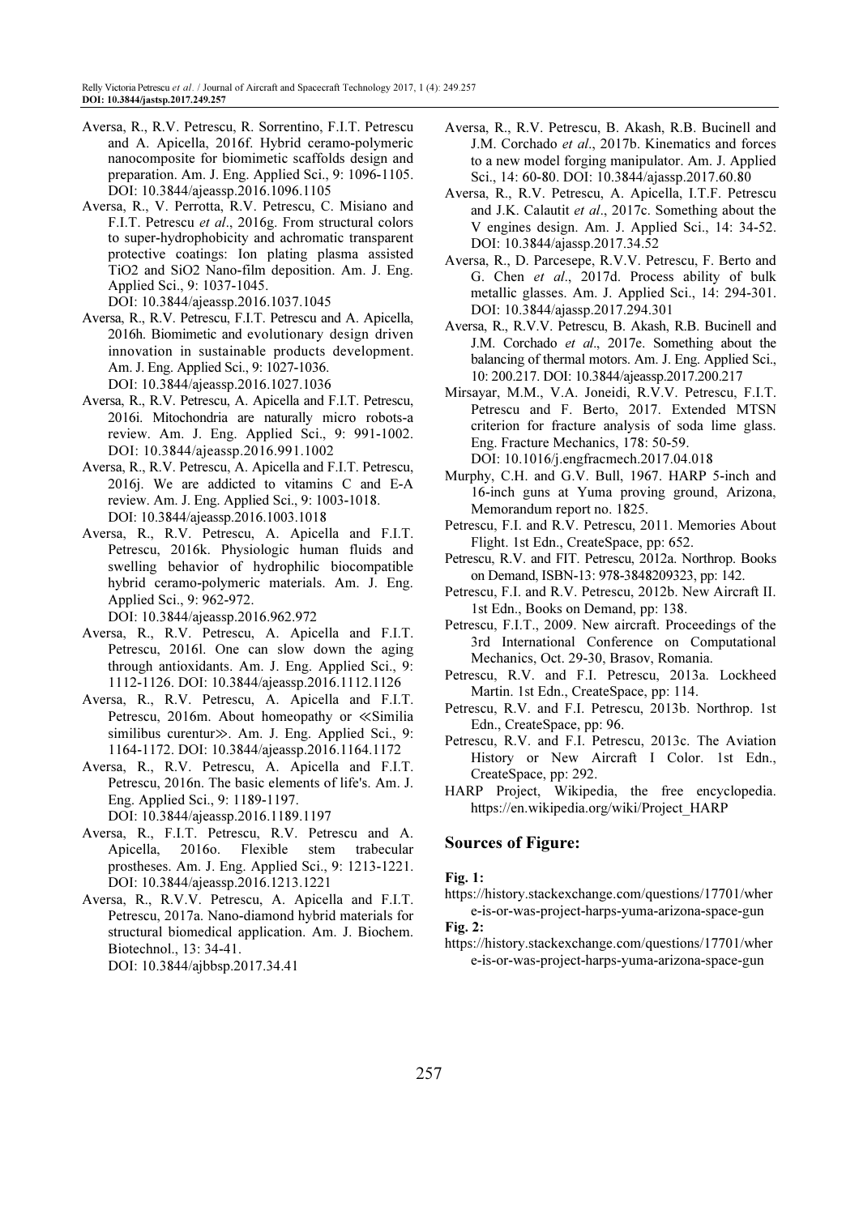Aversa, R., R.V. Petrescu, R. Sorrentino, F.I.T. Petrescu and A. Apicella, 2016f. Hybrid ceramo-polymeric nanocomposite for biomimetic scaffolds design and preparation. Am. J. Eng. Applied Sci., 9: 1096-1105. DOI: 10.3844/ajeassp.2016.1096.1105

Aversa, R., V. Perrotta, R.V. Petrescu, C. Misiano and F.I.T. Petrescu *et al*., 2016g. From structural colors to super-hydrophobicity and achromatic transparent protective coatings: Ion plating plasma assisted TiO2 and SiO2 Nano-film deposition. Am. J. Eng. Applied Sci., 9: 1037-1045. DOI: 10.3844/ajeassp.2016.1037.1045

Aversa, R., R.V. Petrescu, F.I.T. Petrescu and A. Apicella, 2016h. Biomimetic and evolutionary design driven innovation in sustainable products development. Am. J. Eng. Applied Sci., 9: 1027-1036. DOI: 10.3844/ajeassp.2016.1027.1036

Aversa, R., R.V. Petrescu, A. Apicella and F.I.T. Petrescu, 2016i. Mitochondria are naturally micro robots-a review. Am. J. Eng. Applied Sci., 9: 991-1002. DOI: 10.3844/ajeassp.2016.991.1002

Aversa, R., R.V. Petrescu, A. Apicella and F.I.T. Petrescu, 2016j. We are addicted to vitamins C and E-A review. Am. J. Eng. Applied Sci., 9: 1003-1018. DOI: 10.3844/ajeassp.2016.1003.1018

Aversa, R., R.V. Petrescu, A. Apicella and F.I.T. Petrescu, 2016k. Physiologic human fluids and swelling behavior of hydrophilic biocompatible hybrid ceramo-polymeric materials. Am. J. Eng. Applied Sci., 9: 962-972. DOI: 10.3844/ajeassp.2016.962.972

Aversa, R., R.V. Petrescu, A. Apicella and F.I.T. Petrescu, 2016l. One can slow down the aging through antioxidants. Am. J. Eng. Applied Sci., 9: 1112-1126. DOI: 10.3844/ajeassp.2016.1112.1126

Aversa, R., R.V. Petrescu, A. Apicella and F.I.T. Petrescu, 2016m. About homeopathy or ≪Similia similibus curentur≫. Am. J. Eng. Applied Sci., 9: 1164-1172. DOI: 10.3844/ajeassp.2016.1164.1172

Aversa, R., R.V. Petrescu, A. Apicella and F.I.T. Petrescu, 2016n. The basic elements of life's. Am. J. Eng. Applied Sci., 9: 1189-1197. DOI: 10.3844/ajeassp.2016.1189.1197

Aversa, R., F.I.T. Petrescu, R.V. Petrescu and A. Apicella, 2016o. Flexible stem trabecular prostheses. Am. J. Eng. Applied Sci., 9: 1213-1221. DOI: 10.3844/ajeassp.2016.1213.1221

Aversa, R., R.V.V. Petrescu, A. Apicella and F.I.T. Petrescu, 2017a. Nano-diamond hybrid materials for structural biomedical application. Am. J. Biochem. Biotechnol., 13: 34-41. DOI: 10.3844/ajbbsp.2017.34.41

Aversa, R., R.V. Petrescu, B. Akash, R.B. Bucinell and J.M. Corchado *et al*., 2017b. Kinematics and forces to a new model forging manipulator. Am. J. Applied Sci., 14: 60-80. DOI: 10.3844/ajassp.2017.60.80

Aversa, R., R.V. Petrescu, A. Apicella, I.T.F. Petrescu and J.K. Calautit *et al*., 2017c. Something about the V engines design. Am. J. Applied Sci., 14: 34-52. DOI: 10.3844/ajassp.2017.34.52

Aversa, R., D. Parcesepe, R.V.V. Petrescu, F. Berto and G. Chen *et al*., 2017d. Process ability of bulk metallic glasses. Am. J. Applied Sci., 14: 294-301. DOI: 10.3844/ajassp.2017.294.301

Aversa, R., R.V.V. Petrescu, B. Akash, R.B. Bucinell and J.M. Corchado *et al*., 2017e. Something about the balancing of thermal motors. Am. J. Eng. Applied Sci., 10: 200.217. DOI: 10.3844/ajeassp.2017.200.217

Mirsayar, M.M., V.A. Joneidi, R.V.V. Petrescu, F.I.T. Petrescu and F. Berto, 2017. Extended MTSN criterion for fracture analysis of soda lime glass. Eng. Fracture Mechanics, 178: 50-59. DOI: 10.1016/j.engfracmech.2017.04.018

Murphy, C.H. and G.V. Bull, 1967. HARP 5-inch and 16-inch guns at Yuma proving ground, Arizona, Memorandum report no. 1825.

Petrescu, F.I. and R.V. Petrescu, 2011. Memories About Flight. 1st Edn., CreateSpace, pp: 652.

Petrescu, R.V. and FIT. Petrescu, 2012a. Northrop. Books on Demand, ISBN-13: 978-3848209323, pp: 142.

Petrescu, F.I. and R.V. Petrescu, 2012b. New Aircraft II. 1st Edn., Books on Demand, pp: 138.

Petrescu, F.I.T., 2009. New aircraft. Proceedings of the 3rd International Conference on Computational Mechanics, Oct. 29-30, Brasov, Romania.

Petrescu, R.V. and F.I. Petrescu, 2013a. Lockheed Martin. 1st Edn., CreateSpace, pp: 114.

Petrescu, R.V. and F.I. Petrescu, 2013b. Northrop. 1st Edn., CreateSpace, pp: 96.

Petrescu, R.V. and F.I. Petrescu, 2013c. The Aviation History or New Aircraft I Color. 1st Edn., CreateSpace, pp: 292.

HARP Project, Wikipedia, the free encyclopedia. https://en.wikipedia.org/wiki/Project_HARP

## Sources of Figure:

**Fig. 1:**

https://history.stackexchange.com/questions/17701/where-is-or-was-project-harps-yuma-arizona-space-gun

**Fig. 2:**

https://history.stackexchange.com/questions/17701/where-is-or-was-project-harps-yuma-arizona-space-gun